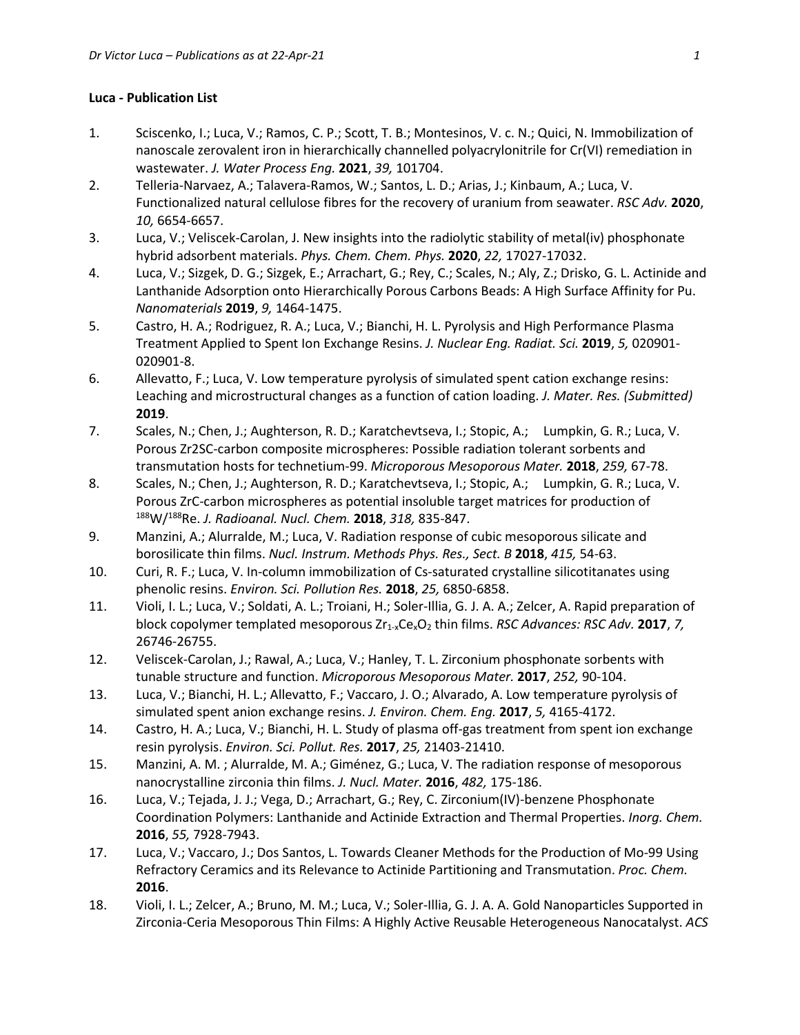**Luca - Publication List**

1. Sciscenko, I.; Luca, V.; Ramos, C. P.; Scott, T. B.; Montesinos, V. c. N.; Quici, N. Immobilization of nanoscale zerovalent iron in hierarchically channelled polyacrylonitrile for Cr(VI) remediation in wastewater. *J. Water Process Eng.* **2021**, *39,* 101704.
2. Telleria-Narvaez, A.; Talavera-Ramos, W.; Santos, L. D.; Arias, J.; Kinbaum, A.; Luca, V. Functionalized natural cellulose fibres for the recovery of uranium from seawater. *RSC Adv.* **2020**, *10,* 6654-6657.
3. Luca, V.; Veliscek-Carolan, J. New insights into the radiolytic stability of metal(iv) phosphonate hybrid adsorbent materials. *Phys. Chem. Chem. Phys.* **2020**, *22,* 17027-17032.
4. Luca, V.; Sizgek, D. G.; Sizgek, E.; Arrachart, G.; Rey, C.; Scales, N.; Aly, Z.; Drisko, G. L. Actinide and Lanthanide Adsorption onto Hierarchically Porous Carbons Beads: A High Surface Affinity for Pu. *Nanomaterials* **2019**, *9,* 1464-1475.
5. Castro, H. A.; Rodriguez, R. A.; Luca, V.; Bianchi, H. L. Pyrolysis and High Performance Plasma Treatment Applied to Spent Ion Exchange Resins. *J. Nuclear Eng. Radiat. Sci.* **2019**, *5,* 020901-020901-8.
6. Allevatto, F.; Luca, V. Low temperature pyrolysis of simulated spent cation exchange resins: Leaching and microstructural changes as a function of cation loading. *J. Mater. Res. (Submitted)* **2019**.
7. Scales, N.; Chen, J.; Aughterson, R. D.; Karatchevtseva, I.; Stopic, A.; Lumpkin, G. R.; Luca, V. Porous Zr2SC-carbon composite microspheres: Possible radiation tolerant sorbents and transmutation hosts for technetium-99. *Microporous Mesoporous Mater.* **2018**, *259,* 67-78.
8. Scales, N.; Chen, J.; Aughterson, R. D.; Karatchevtseva, I.; Stopic, A.; Lumpkin, G. R.; Luca, V. Porous ZrC-carbon microspheres as potential insoluble target matrices for production of $^{188}$W/$^{188}$Re. *J. Radioanal. Nucl. Chem.* **2018**, *318,* 835-847.
9. Manzini, A.; Alurralde, M.; Luca, V. Radiation response of cubic mesoporous silicate and borosilicate thin films. *Nucl. Instrum. Methods Phys. Res., Sect. B* **2018**, *415,* 54-63.
10. Curi, R. F.; Luca, V. In-column immobilization of Cs-saturated crystalline silicotitanates using phenolic resins. *Environ. Sci. Pollution Res.* **2018**, *25,* 6850-6858.
11. Violi, I. L.; Luca, V.; Soldati, A. L.; Troiani, H.; Soler-Illia, G. J. A. A.; Zelcer, A. Rapid preparation of block copolymer templated mesoporous $Zr_{1-x}Ce_xO_2$ thin films. *RSC Advances: RSC Adv.* **2017**, *7,* 26746-26755.
12. Veliscek-Carolan, J.; Rawal, A.; Luca, V.; Hanley, T. L. Zirconium phosphonate sorbents with tunable structure and function. *Microporous Mesoporous Mater.* **2017**, *252,* 90-104.
13. Luca, V.; Bianchi, H. L.; Allevatto, F.; Vaccaro, J. O.; Alvarado, A. Low temperature pyrolysis of simulated spent anion exchange resins. *J. Environ. Chem. Eng.* **2017**, *5,* 4165-4172.
14. Castro, H. A.; Luca, V.; Bianchi, H. L. Study of plasma off-gas treatment from spent ion exchange resin pyrolysis. *Environ. Sci. Pollut. Res.* **2017**, *25,* 21403-21410.
15. Manzini, A. M. ; Alurralde, M. A.; Giménez, G.; Luca, V. The radiation response of mesoporous nanocrystalline zirconia thin films. *J. Nucl. Mater.* **2016**, *482,* 175-186.
16. Luca, V.; Tejada, J. J.; Vega, D.; Arrachart, G.; Rey, C. Zirconium(IV)-benzene Phosphonate Coordination Polymers: Lanthanide and Actinide Extraction and Thermal Properties. *Inorg. Chem.* **2016**, *55,* 7928-7943.
17. Luca, V.; Vaccaro, J.; Dos Santos, L. Towards Cleaner Methods for the Production of Mo-99 Using Refractory Ceramics and its Relevance to Actinide Partitioning and Transmutation. *Proc. Chem.* **2016**.
18. Violi, I. L.; Zelcer, A.; Bruno, M. M.; Luca, V.; Soler-Illia, G. J. A. A. Gold Nanoparticles Supported in Zirconia-Ceria Mesoporous Thin Films: A Highly Active Reusable Heterogeneous Nanocatalyst. *ACS*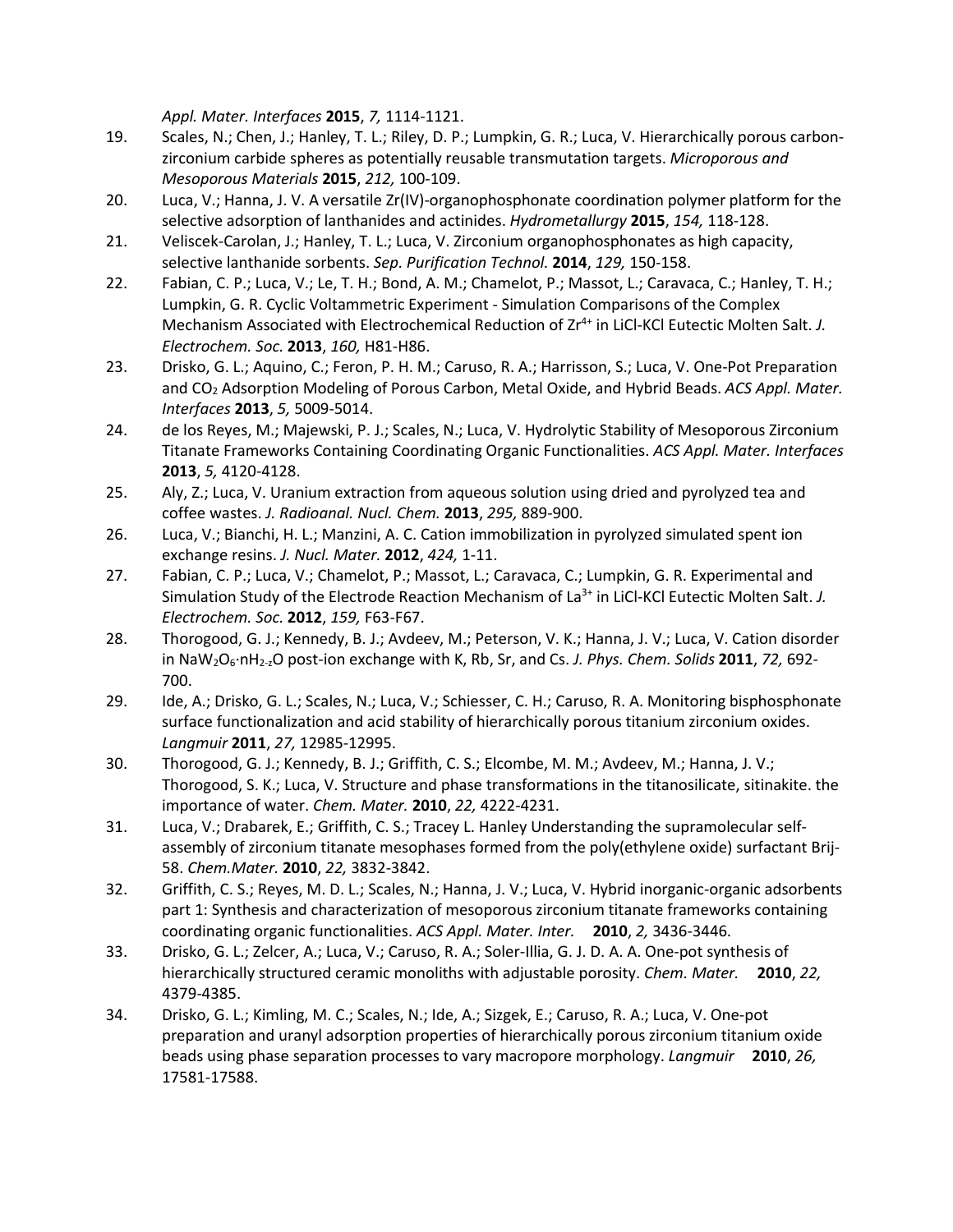*Appl. Mater. Interfaces* **2015**, *7,* 1114-1121.

19. Scales, N.; Chen, J.; Hanley, T. L.; Riley, D. P.; Lumpkin, G. R.; Luca, V. Hierarchically porous carbon-zirconium carbide spheres as potentially reusable transmutation targets. *Microporous and Mesoporous Materials* **2015**, *212,* 100-109.
20. Luca, V.; Hanna, J. V. A versatile Zr(IV)-organophosphonate coordination polymer platform for the selective adsorption of lanthanides and actinides. *Hydrometallurgy* **2015**, *154,* 118-128.
21. Veliscek-Carolan, J.; Hanley, T. L.; Luca, V. Zirconium organophosphonates as high capacity, selective lanthanide sorbents. *Sep. Purification Technol.* **2014**, *129,* 150-158.
22. Fabian, C. P.; Luca, V.; Le, T. H.; Bond, A. M.; Chamelot, P.; Massot, L.; Caravaca, C.; Hanley, T. H.; Lumpkin, G. R. Cyclic Voltammetric Experiment - Simulation Comparisons of the Complex Mechanism Associated with Electrochemical Reduction of $Zr^{4+}$ in LiCl-KCl Eutectic Molten Salt. *J. Electrochem. Soc.* **2013**, *160,* H81-H86.
23. Drisko, G. L.; Aquino, C.; Feron, P. H. M.; Caruso, R. A.; Harrisson, S.; Luca, V. One-Pot Preparation and $CO_2$ Adsorption Modeling of Porous Carbon, Metal Oxide, and Hybrid Beads. *ACS Appl. Mater. Interfaces* **2013**, *5,* 5009-5014.
24. de los Reyes, M.; Majewski, P. J.; Scales, N.; Luca, V. Hydrolytic Stability of Mesoporous Zirconium Titanate Frameworks Containing Coordinating Organic Functionalities. *ACS Appl. Mater. Interfaces* **2013**, *5,* 4120-4128.
25. Aly, Z.; Luca, V. Uranium extraction from aqueous solution using dried and pyrolyzed tea and coffee wastes. *J. Radioanal. Nucl. Chem.* **2013**, *295,* 889-900.
26. Luca, V.; Bianchi, H. L.; Manzini, A. C. Cation immobilization in pyrolyzed simulated spent ion exchange resins. *J. Nucl. Mater.* **2012**, *424,* 1-11.
27. Fabian, C. P.; Luca, V.; Chamelot, P.; Massot, L.; Caravaca, C.; Lumpkin, G. R. Experimental and Simulation Study of the Electrode Reaction Mechanism of $La^{3+}$ in LiCl-KCl Eutectic Molten Salt. *J. Electrochem. Soc.* **2012**, *159,* F63-F67.
28. Thorogood, G. J.; Kennedy, B. J.; Avdeev, M.; Peterson, V. K.; Hanna, J. V.; Luca, V. Cation disorder in $NaW_2O_6{\cdot}nH_{2-z}O$ post-ion exchange with K, Rb, Sr, and Cs. *J. Phys. Chem. Solids* **2011**, *72,* 692-700.
29. Ide, A.; Drisko, G. L.; Scales, N.; Luca, V.; Schiesser, C. H.; Caruso, R. A. Monitoring bisphosphonate surface functionalization and acid stability of hierarchically porous titanium zirconium oxides. *Langmuir* **2011**, *27,* 12985-12995.
30. Thorogood, G. J.; Kennedy, B. J.; Griffith, C. S.; Elcombe, M. M.; Avdeev, M.; Hanna, J. V.; Thorogood, S. K.; Luca, V. Structure and phase transformations in the titanosilicate, sitinakite. the importance of water. *Chem. Mater.* **2010**, *22,* 4222-4231.
31. Luca, V.; Drabarek, E.; Griffith, C. S.; Tracey L. Hanley Understanding the supramolecular self-assembly of zirconium titanate mesophases formed from the poly(ethylene oxide) surfactant Brij-58. *Chem.Mater.* **2010**, *22,* 3832-3842.
32. Griffith, C. S.; Reyes, M. D. L.; Scales, N.; Hanna, J. V.; Luca, V. Hybrid inorganic-organic adsorbents part 1: Synthesis and characterization of mesoporous zirconium titanate frameworks containing coordinating organic functionalities. *ACS Appl. Mater. Inter.* **2010**, *2,* 3436-3446.
33. Drisko, G. L.; Zelcer, A.; Luca, V.; Caruso, R. A.; Soler-Illia, G. J. D. A. A. One-pot synthesis of hierarchically structured ceramic monoliths with adjustable porosity. *Chem. Mater.* **2010**, *22,* 4379-4385.
34. Drisko, G. L.; Kimling, M. C.; Scales, N.; Ide, A.; Sizgek, E.; Caruso, R. A.; Luca, V. One-pot preparation and uranyl adsorption properties of hierarchically porous zirconium titanium oxide beads using phase separation processes to vary macropore morphology. *Langmuir* **2010**, *26,* 17581-17588.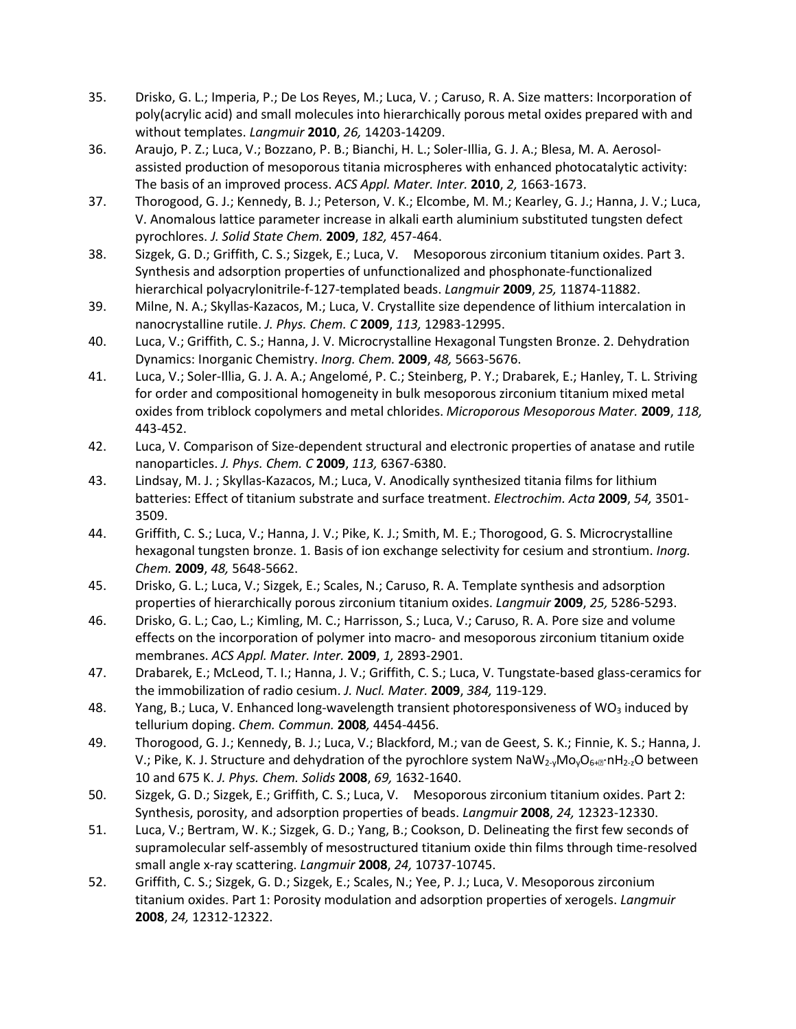35. Drisko, G. L.; Imperia, P.; De Los Reyes, M.; Luca, V. ; Caruso, R. A. Size matters: Incorporation of poly(acrylic acid) and small molecules into hierarchically porous metal oxides prepared with and without templates. *Langmuir* **2010**, *26,* 14203-14209.
36. Araujo, P. Z.; Luca, V.; Bozzano, P. B.; Bianchi, H. L.; Soler-Illia, G. J. A.; Blesa, M. A. Aerosol-assisted production of mesoporous titania microspheres with enhanced photocatalytic activity: The basis of an improved process. *ACS Appl. Mater. Inter.* **2010**, *2,* 1663-1673.
37. Thorogood, G. J.; Kennedy, B. J.; Peterson, V. K.; Elcombe, M. M.; Kearley, G. J.; Hanna, J. V.; Luca, V. Anomalous lattice parameter increase in alkali earth aluminium substituted tungsten defect pyrochlores. *J. Solid State Chem.* **2009**, *182,* 457-464.
38. Sizgek, G. D.; Griffith, C. S.; Sizgek, E.; Luca, V. Mesoporous zirconium titanium oxides. Part 3. Synthesis and adsorption properties of unfunctionalized and phosphonate-functionalized hierarchical polyacrylonitrile-f-127-templated beads. *Langmuir* **2009**, *25,* 11874-11882.
39. Milne, N. A.; Skyllas-Kazacos, M.; Luca, V. Crystallite size dependence of lithium intercalation in nanocrystalline rutile. *J. Phys. Chem. C* **2009**, *113,* 12983-12995.
40. Luca, V.; Griffith, C. S.; Hanna, J. V. Microcrystalline Hexagonal Tungsten Bronze. 2. Dehydration Dynamics: Inorganic Chemistry. *Inorg. Chem.* **2009**, *48,* 5663-5676.
41. Luca, V.; Soler-Illia, G. J. A. A.; Angelomé, P. C.; Steinberg, P. Y.; Drabarek, E.; Hanley, T. L. Striving for order and compositional homogeneity in bulk mesoporous zirconium titanium mixed metal oxides from triblock copolymers and metal chlorides. *Microporous Mesoporous Mater.* **2009**, *118,* 443-452.
42. Luca, V. Comparison of Size-dependent structural and electronic properties of anatase and rutile nanoparticles. *J. Phys. Chem. C* **2009**, *113,* 6367-6380.
43. Lindsay, M. J. ; Skyllas-Kazacos, M.; Luca, V. Anodically synthesized titania films for lithium batteries: Effect of titanium substrate and surface treatment. *Electrochim. Acta* **2009**, *54,* 3501-3509.
44. Griffith, C. S.; Luca, V.; Hanna, J. V.; Pike, K. J.; Smith, M. E.; Thorogood, G. S. Microcrystalline hexagonal tungsten bronze. 1. Basis of ion exchange selectivity for cesium and strontium. *Inorg. Chem.* **2009**, *48,* 5648-5662.
45. Drisko, G. L.; Luca, V.; Sizgek, E.; Scales, N.; Caruso, R. A. Template synthesis and adsorption properties of hierarchically porous zirconium titanium oxides. *Langmuir* **2009**, *25,* 5286-5293.
46. Drisko, G. L.; Cao, L.; Kimling, M. C.; Harrisson, S.; Luca, V.; Caruso, R. A. Pore size and volume effects on the incorporation of polymer into macro- and mesoporous zirconium titanium oxide membranes. *ACS Appl. Mater. Inter.* **2009**, *1,* 2893-2901.
47. Drabarek, E.; McLeod, T. I.; Hanna, J. V.; Griffith, C. S.; Luca, V. Tungstate-based glass-ceramics for the immobilization of radio cesium. *J. Nucl. Mater.* **2009**, *384,* 119-129.
48. Yang, B.; Luca, V. Enhanced long-wavelength transient photoresponsiveness of $WO_3$ induced by tellurium doping. *Chem. Commun.* **2008***,* 4454-4456.
49. Thorogood, G. J.; Kennedy, B. J.; Luca, V.; Blackford, M.; van de Geest, S. K.; Finnie, K. S.; Hanna, J. V.; Pike, K. J. Structure and dehydration of the pyrochlore system $NaW_{2-y}Mo_yO_{6+\delta}{\cdot}nH_{2-z}O$ between 10 and 675 K. *J. Phys. Chem. Solids* **2008**, *69,* 1632-1640.
50. Sizgek, G. D.; Sizgek, E.; Griffith, C. S.; Luca, V. Mesoporous zirconium titanium oxides. Part 2: Synthesis, porosity, and adsorption properties of beads. *Langmuir* **2008**, *24,* 12323-12330.
51. Luca, V.; Bertram, W. K.; Sizgek, G. D.; Yang, B.; Cookson, D. Delineating the first few seconds of supramolecular self-assembly of mesostructured titanium oxide thin films through time-resolved small angle x-ray scattering. *Langmuir* **2008**, *24,* 10737-10745.
52. Griffith, C. S.; Sizgek, G. D.; Sizgek, E.; Scales, N.; Yee, P. J.; Luca, V. Mesoporous zirconium titanium oxides. Part 1: Porosity modulation and adsorption properties of xerogels. *Langmuir* **2008**, *24,* 12312-12322.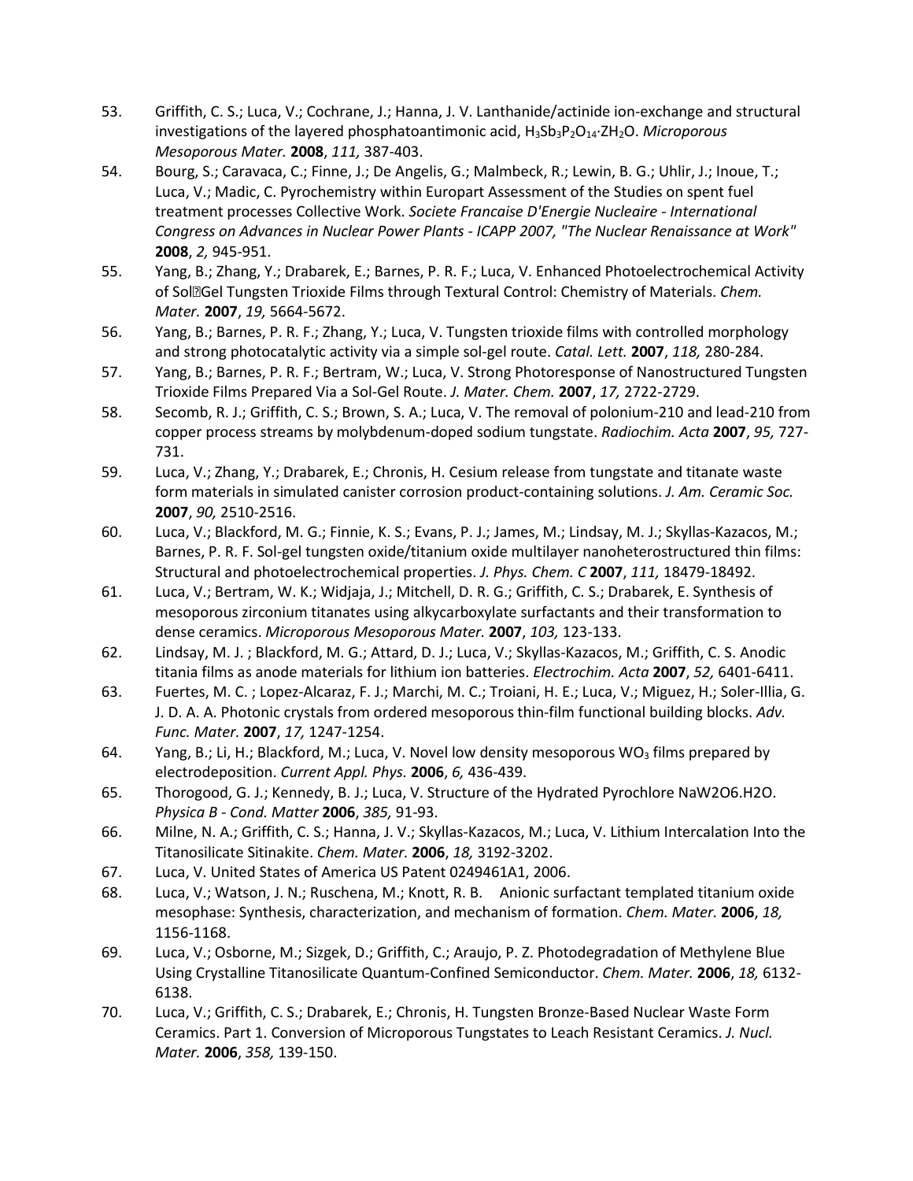53. Griffith, C. S.; Luca, V.; Cochrane, J.; Hanna, J. V. Lanthanide/actinide ion-exchange and structural investigations of the layered phosphatoantimonic acid, $H_3Sb_3P_2O_{14}{\cdot}ZH_2O$. *Microporous Mesoporous Mater.* **2008**, *111,* 387-403.
54. Bourg, S.; Caravaca, C.; Finne, J.; De Angelis, G.; Malmbeck, R.; Lewin, B. G.; Uhlir, J.; Inoue, T.; Luca, V.; Madic, C. Pyrochemistry within Europart Assessment of the Studies on spent fuel treatment processes Collective Work. *Societe Francaise D'Energie Nucleaire - International Congress on Advances in Nuclear Power Plants - ICAPP 2007, "The Nuclear Renaissance at Work"* **2008**, *2,* 945-951.
55. Yang, B.; Zhang, Y.; Drabarek, E.; Barnes, P. R. F.; Luca, V. Enhanced Photoelectrochemical Activity of Sol?Gel Tungsten Trioxide Films through Textural Control: Chemistry of Materials. *Chem. Mater.* **2007**, *19,* 5664-5672.
56. Yang, B.; Barnes, P. R. F.; Zhang, Y.; Luca, V. Tungsten trioxide films with controlled morphology and strong photocatalytic activity via a simple sol-gel route. *Catal. Lett.* **2007**, *118,* 280-284.
57. Yang, B.; Barnes, P. R. F.; Bertram, W.; Luca, V. Strong Photoresponse of Nanostructured Tungsten Trioxide Films Prepared Via a Sol-Gel Route. *J. Mater. Chem.* **2007**, *17,* 2722-2729.
58. Secomb, R. J.; Griffith, C. S.; Brown, S. A.; Luca, V. The removal of polonium-210 and lead-210 from copper process streams by molybdenum-doped sodium tungstate. *Radiochim. Acta* **2007**, *95,* 727-731.
59. Luca, V.; Zhang, Y.; Drabarek, E.; Chronis, H. Cesium release from tungstate and titanate waste form materials in simulated canister corrosion product-containing solutions. *J. Am. Ceramic Soc.* **2007**, *90,* 2510-2516.
60. Luca, V.; Blackford, M. G.; Finnie, K. S.; Evans, P. J.; James, M.; Lindsay, M. J.; Skyllas-Kazacos, M.; Barnes, P. R. F. Sol-gel tungsten oxide/titanium oxide multilayer nanoheterostructured thin films: Structural and photoelectrochemical properties. *J. Phys. Chem. C* **2007**, *111,* 18479-18492.
61. Luca, V.; Bertram, W. K.; Widjaja, J.; Mitchell, D. R. G.; Griffith, C. S.; Drabarek, E. Synthesis of mesoporous zirconium titanates using alkycarboxylate surfactants and their transformation to dense ceramics. *Microporous Mesoporous Mater.* **2007**, *103,* 123-133.
62. Lindsay, M. J. ; Blackford, M. G.; Attard, D. J.; Luca, V.; Skyllas-Kazacos, M.; Griffith, C. S. Anodic titania films as anode materials for lithium ion batteries. *Electrochim. Acta* **2007**, *52,* 6401-6411.
63. Fuertes, M. C. ; Lopez-Alcaraz, F. J.; Marchi, M. C.; Troiani, H. E.; Luca, V.; Miguez, H.; Soler-Illia, G. J. D. A. A. Photonic crystals from ordered mesoporous thin-film functional building blocks. *Adv. Func. Mater.* **2007**, *17,* 1247-1254.
64. Yang, B.; Li, H.; Blackford, M.; Luca, V. Novel low density mesoporous $WO_3$ films prepared by electrodeposition. *Current Appl. Phys.* **2006**, *6,* 436-439.
65. Thorogood, G. J.; Kennedy, B. J.; Luca, V. Structure of the Hydrated Pyrochlore NaW2O6.H2O. *Physica B - Cond. Matter* **2006**, *385,* 91-93.
66. Milne, N. A.; Griffith, C. S.; Hanna, J. V.; Skyllas-Kazacos, M.; Luca, V. Lithium Intercalation Into the Titanosilicate Sitinakite. *Chem. Mater.* **2006**, *18,* 3192-3202.
67. Luca, V. United States of America US Patent 0249461A1, 2006.
68. Luca, V.; Watson, J. N.; Ruschena, M.; Knott, R. B. Anionic surfactant templated titanium oxide mesophase: Synthesis, characterization, and mechanism of formation. *Chem. Mater.* **2006**, *18,* 1156-1168.
69. Luca, V.; Osborne, M.; Sizgek, D.; Griffith, C.; Araujo, P. Z. Photodegradation of Methylene Blue Using Crystalline Titanosilicate Quantum-Confined Semiconductor. *Chem. Mater.* **2006**, *18,* 6132-6138.
70. Luca, V.; Griffith, C. S.; Drabarek, E.; Chronis, H. Tungsten Bronze-Based Nuclear Waste Form Ceramics. Part 1. Conversion of Microporous Tungstates to Leach Resistant Ceramics. *J. Nucl. Mater.* **2006**, *358,* 139-150.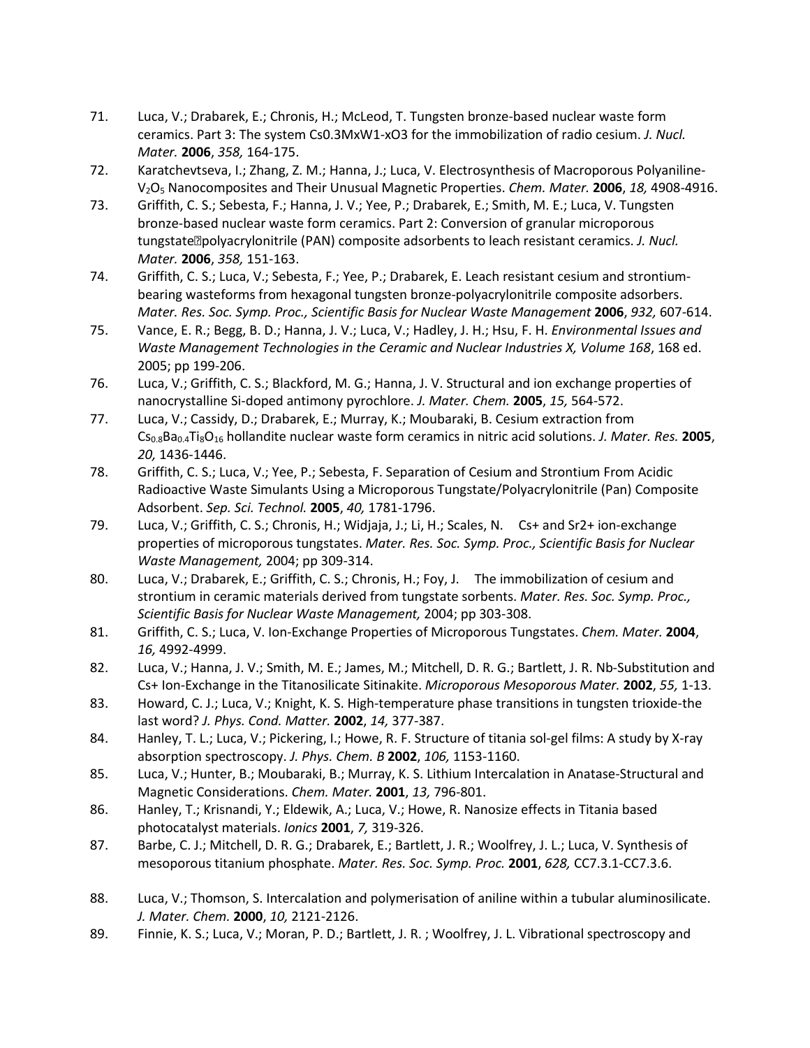71. Luca, V.; Drabarek, E.; Chronis, H.; McLeod, T. Tungsten bronze-based nuclear waste form ceramics. Part 3: The system Cs0.3MxW1-xO3 for the immobilization of radio cesium. *J. Nucl. Mater.* **2006**, *358,* 164-175.
72. Karatchevtseva, I.; Zhang, Z. M.; Hanna, J.; Luca, V. Electrosynthesis of Macroporous Polyaniline-$V_2O_5$ Nanocomposites and Their Unusual Magnetic Properties. *Chem. Mater.* **2006**, *18,* 4908-4916.
73. Griffith, C. S.; Sebesta, F.; Hanna, J. V.; Yee, P.; Drabarek, E.; Smith, M. E.; Luca, V. Tungsten bronze-based nuclear waste form ceramics. Part 2: Conversion of granular microporous tungstate�polyacrylonitrile (PAN) composite adsorbents to leach resistant ceramics. *J. Nucl. Mater.* **2006**, *358,* 151-163.
74. Griffith, C. S.; Luca, V.; Sebesta, F.; Yee, P.; Drabarek, E. Leach resistant cesium and strontium-bearing wasteforms from hexagonal tungsten bronze-polyacrylonitrile composite adsorbers. *Mater. Res. Soc. Symp. Proc., Scientific Basis for Nuclear Waste Management* **2006**, *932,* 607-614.
75. Vance, E. R.; Begg, B. D.; Hanna, J. V.; Luca, V.; Hadley, J. H.; Hsu, F. H. *Environmental Issues and Waste Management Technologies in the Ceramic and Nuclear Industries X, Volume 168*, 168 ed. 2005; pp 199-206.
76. Luca, V.; Griffith, C. S.; Blackford, M. G.; Hanna, J. V. Structural and ion exchange properties of nanocrystalline Si-doped antimony pyrochlore. *J. Mater. Chem.* **2005**, *15,* 564-572.
77. Luca, V.; Cassidy, D.; Drabarek, E.; Murray, K.; Moubaraki, B. Cesium extraction from $Cs_{0.8}Ba_{0.4}Ti_8O_{16}$ hollandite nuclear waste form ceramics in nitric acid solutions. *J. Mater. Res.* **2005**, *20,* 1436-1446.
78. Griffith, C. S.; Luca, V.; Yee, P.; Sebesta, F. Separation of Cesium and Strontium From Acidic Radioactive Waste Simulants Using a Microporous Tungstate/Polyacrylonitrile (Pan) Composite Adsorbent. *Sep. Sci. Technol.* **2005**, *40,* 1781-1796.
79. Luca, V.; Griffith, C. S.; Chronis, H.; Widjaja, J.; Li, H.; Scales, N. Cs+ and Sr2+ ion-exchange properties of microporous tungstates. *Mater. Res. Soc. Symp. Proc., Scientific Basis for Nuclear Waste Management,* 2004; pp 309-314.
80. Luca, V.; Drabarek, E.; Griffith, C. S.; Chronis, H.; Foy, J. The immobilization of cesium and strontium in ceramic materials derived from tungstate sorbents. *Mater. Res. Soc. Symp. Proc., Scientific Basis for Nuclear Waste Management,* 2004; pp 303-308.
81. Griffith, C. S.; Luca, V. Ion-Exchange Properties of Microporous Tungstates. *Chem. Mater.* **2004**, *16,* 4992-4999.
82. Luca, V.; Hanna, J. V.; Smith, M. E.; James, M.; Mitchell, D. R. G.; Bartlett, J. R. Nb-Substitution and Cs+ Ion-Exchange in the Titanosilicate Sitinakite. *Microporous Mesoporous Mater.* **2002**, *55,* 1-13.
83. Howard, C. J.; Luca, V.; Knight, K. S. High-temperature phase transitions in tungsten trioxide-the last word? *J. Phys. Cond. Matter.* **2002**, *14,* 377-387.
84. Hanley, T. L.; Luca, V.; Pickering, I.; Howe, R. F. Structure of titania sol-gel films: A study by X-ray absorption spectroscopy. *J. Phys. Chem. B* **2002**, *106,* 1153-1160.
85. Luca, V.; Hunter, B.; Moubaraki, B.; Murray, K. S. Lithium Intercalation in Anatase-Structural and Magnetic Considerations. *Chem. Mater.* **2001**, *13,* 796-801.
86. Hanley, T.; Krisnandi, Y.; Eldewik, A.; Luca, V.; Howe, R. Nanosize effects in Titania based photocatalyst materials. *Ionics* **2001**, *7,* 319-326.
87. Barbe, C. J.; Mitchell, D. R. G.; Drabarek, E.; Bartlett, J. R.; Woolfrey, J. L.; Luca, V. Synthesis of mesoporous titanium phosphate. *Mater. Res. Soc. Symp. Proc.* **2001**, *628,* CC7.3.1-CC7.3.6.
88. Luca, V.; Thomson, S. Intercalation and polymerisation of aniline within a tubular aluminosilicate. *J. Mater. Chem.* **2000**, *10,* 2121-2126.
89. Finnie, K. S.; Luca, V.; Moran, P. D.; Bartlett, J. R. ; Woolfrey, J. L. Vibrational spectroscopy and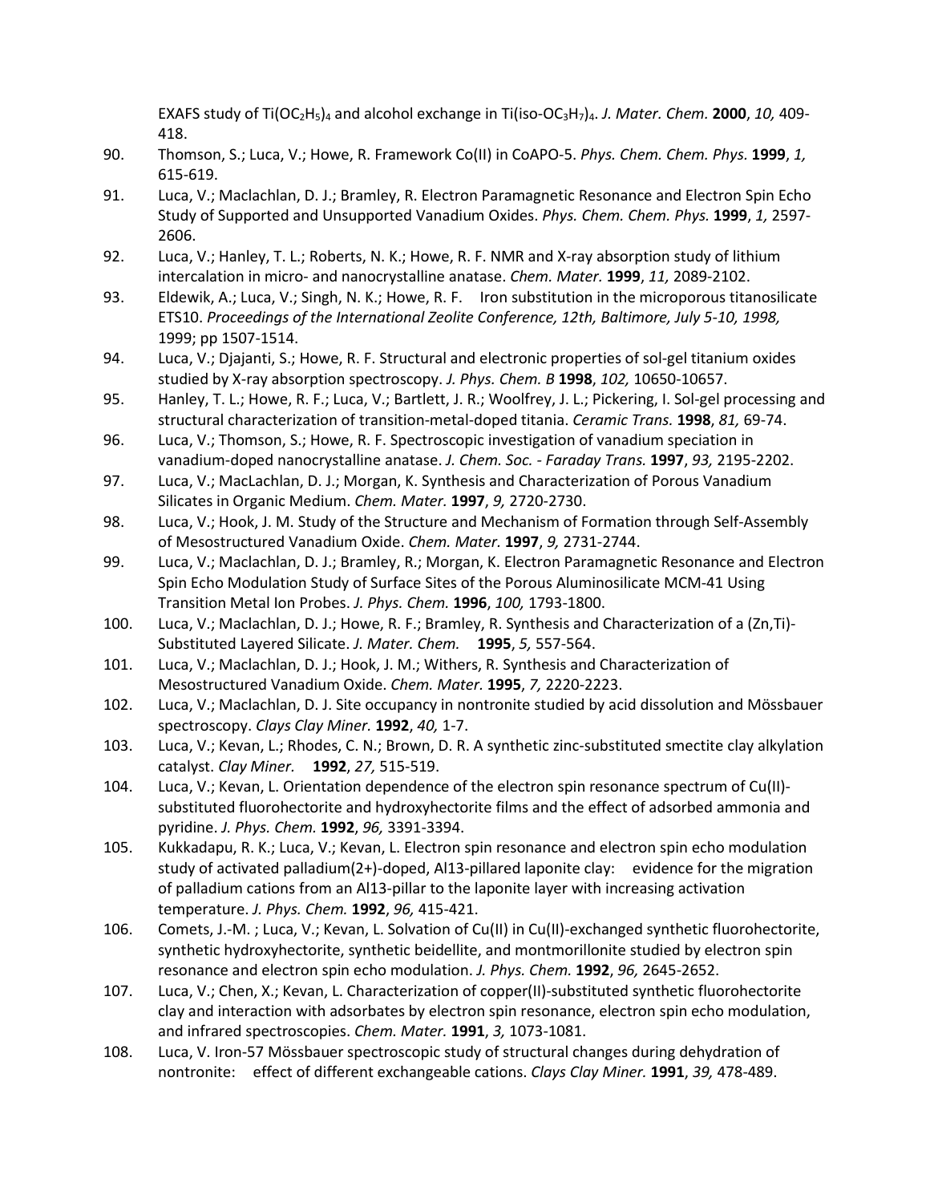EXAFS study of $Ti(OC_2H_5)_4$ and alcohol exchange in $Ti(iso\text{-}OC_3H_7)_4$. *J. Mater. Chem.* **2000**, *10,* 409-418.

90. Thomson, S.; Luca, V.; Howe, R. Framework Co(II) in CoAPO-5. *Phys. Chem. Chem. Phys.* **1999**, *1,* 615-619.
91. Luca, V.; Maclachlan, D. J.; Bramley, R. Electron Paramagnetic Resonance and Electron Spin Echo Study of Supported and Unsupported Vanadium Oxides. *Phys. Chem. Chem. Phys.* **1999**, *1,* 2597-2606.
92. Luca, V.; Hanley, T. L.; Roberts, N. K.; Howe, R. F. NMR and X-ray absorption study of lithium intercalation in micro- and nanocrystalline anatase. *Chem. Mater.* **1999**, *11,* 2089-2102.
93. Eldewik, A.; Luca, V.; Singh, N. K.; Howe, R. F. Iron substitution in the microporous titanosilicate ETS10. *Proceedings of the International Zeolite Conference, 12th, Baltimore, July 5-10, 1998,* 1999; pp 1507-1514.
94. Luca, V.; Djajanti, S.; Howe, R. F. Structural and electronic properties of sol-gel titanium oxides studied by X-ray absorption spectroscopy. *J. Phys. Chem. B* **1998**, *102,* 10650-10657.
95. Hanley, T. L.; Howe, R. F.; Luca, V.; Bartlett, J. R.; Woolfrey, J. L.; Pickering, I. Sol-gel processing and structural characterization of transition-metal-doped titania. *Ceramic Trans.* **1998**, *81,* 69-74.
96. Luca, V.; Thomson, S.; Howe, R. F. Spectroscopic investigation of vanadium speciation in vanadium-doped nanocrystalline anatase. *J. Chem. Soc. - Faraday Trans.* **1997**, *93,* 2195-2202.
97. Luca, V.; MacLachlan, D. J.; Morgan, K. Synthesis and Characterization of Porous Vanadium Silicates in Organic Medium. *Chem. Mater.* **1997**, *9,* 2720-2730.
98. Luca, V.; Hook, J. M. Study of the Structure and Mechanism of Formation through Self-Assembly of Mesostructured Vanadium Oxide. *Chem. Mater.* **1997**, *9,* 2731-2744.
99. Luca, V.; Maclachlan, D. J.; Bramley, R.; Morgan, K. Electron Paramagnetic Resonance and Electron Spin Echo Modulation Study of Surface Sites of the Porous Aluminosilicate MCM-41 Using Transition Metal Ion Probes. *J. Phys. Chem.* **1996**, *100,* 1793-1800.
100. Luca, V.; Maclachlan, D. J.; Howe, R. F.; Bramley, R. Synthesis and Characterization of a (Zn,Ti)-Substituted Layered Silicate. *J. Mater. Chem.* **1995**, *5,* 557-564.
101. Luca, V.; Maclachlan, D. J.; Hook, J. M.; Withers, R. Synthesis and Characterization of Mesostructured Vanadium Oxide. *Chem. Mater.* **1995**, *7,* 2220-2223.
102. Luca, V.; Maclachlan, D. J. Site occupancy in nontronite studied by acid dissolution and Mössbauer spectroscopy. *Clays Clay Miner.* **1992**, *40,* 1-7.
103. Luca, V.; Kevan, L.; Rhodes, C. N.; Brown, D. R. A synthetic zinc-substituted smectite clay alkylation catalyst. *Clay Miner.* **1992**, *27,* 515-519.
104. Luca, V.; Kevan, L. Orientation dependence of the electron spin resonance spectrum of Cu(II)-substituted fluorohectorite and hydroxyhectorite films and the effect of adsorbed ammonia and pyridine. *J. Phys. Chem.* **1992**, *96,* 3391-3394.
105. Kukkadapu, R. K.; Luca, V.; Kevan, L. Electron spin resonance and electron spin echo modulation study of activated palladium(2+)-doped, Al13-pillared laponite clay: evidence for the migration of palladium cations from an Al13-pillar to the laponite layer with increasing activation temperature. *J. Phys. Chem.* **1992**, *96,* 415-421.
106. Comets, J.-M. ; Luca, V.; Kevan, L. Solvation of Cu(II) in Cu(II)-exchanged synthetic fluorohectorite, synthetic hydroxyhectorite, synthetic beidellite, and montmorillonite studied by electron spin resonance and electron spin echo modulation. *J. Phys. Chem.* **1992**, *96,* 2645-2652.
107. Luca, V.; Chen, X.; Kevan, L. Characterization of copper(II)-substituted synthetic fluorohectorite clay and interaction with adsorbates by electron spin resonance, electron spin echo modulation, and infrared spectroscopies. *Chem. Mater.* **1991**, *3,* 1073-1081.
108. Luca, V. Iron-57 Mössbauer spectroscopic study of structural changes during dehydration of nontronite: effect of different exchangeable cations. *Clays Clay Miner.* **1991**, *39,* 478-489.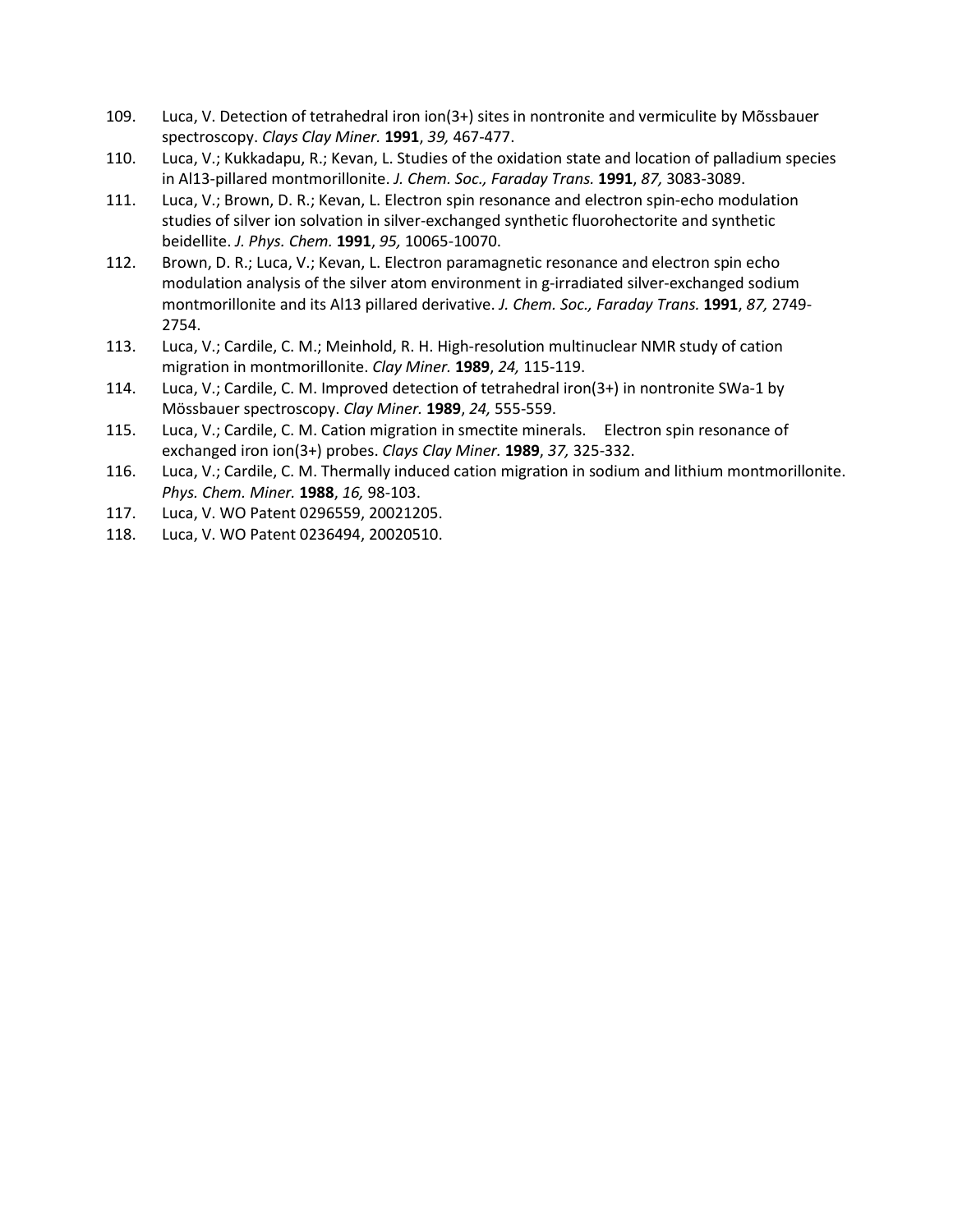109. Luca, V. Detection of tetrahedral iron ion(3+) sites in nontronite and vermiculite by Mõssbauer spectroscopy. *Clays Clay Miner.* **1991**, *39,* 467-477.
110. Luca, V.; Kukkadapu, R.; Kevan, L. Studies of the oxidation state and location of palladium species in Al13-pillared montmorillonite. *J. Chem. Soc., Faraday Trans.* **1991**, *87,* 3083-3089.
111. Luca, V.; Brown, D. R.; Kevan, L. Electron spin resonance and electron spin-echo modulation studies of silver ion solvation in silver-exchanged synthetic fluorohectorite and synthetic beidellite. *J. Phys. Chem.* **1991**, *95,* 10065-10070.
112. Brown, D. R.; Luca, V.; Kevan, L. Electron paramagnetic resonance and electron spin echo modulation analysis of the silver atom environment in g-irradiated silver-exchanged sodium montmorillonite and its Al13 pillared derivative. *J. Chem. Soc., Faraday Trans.* **1991**, *87,* 2749-2754.
113. Luca, V.; Cardile, C. M.; Meinhold, R. H. High-resolution multinuclear NMR study of cation migration in montmorillonite. *Clay Miner.* **1989**, *24,* 115-119.
114. Luca, V.; Cardile, C. M. Improved detection of tetrahedral iron(3+) in nontronite SWa-1 by Mössbauer spectroscopy. *Clay Miner.* **1989**, *24,* 555-559.
115. Luca, V.; Cardile, C. M. Cation migration in smectite minerals. Electron spin resonance of exchanged iron ion(3+) probes. *Clays Clay Miner.* **1989**, *37,* 325-332.
116. Luca, V.; Cardile, C. M. Thermally induced cation migration in sodium and lithium montmorillonite. *Phys. Chem. Miner.* **1988**, *16,* 98-103.
117. Luca, V. WO Patent 0296559, 20021205.
118. Luca, V. WO Patent 0236494, 20020510.